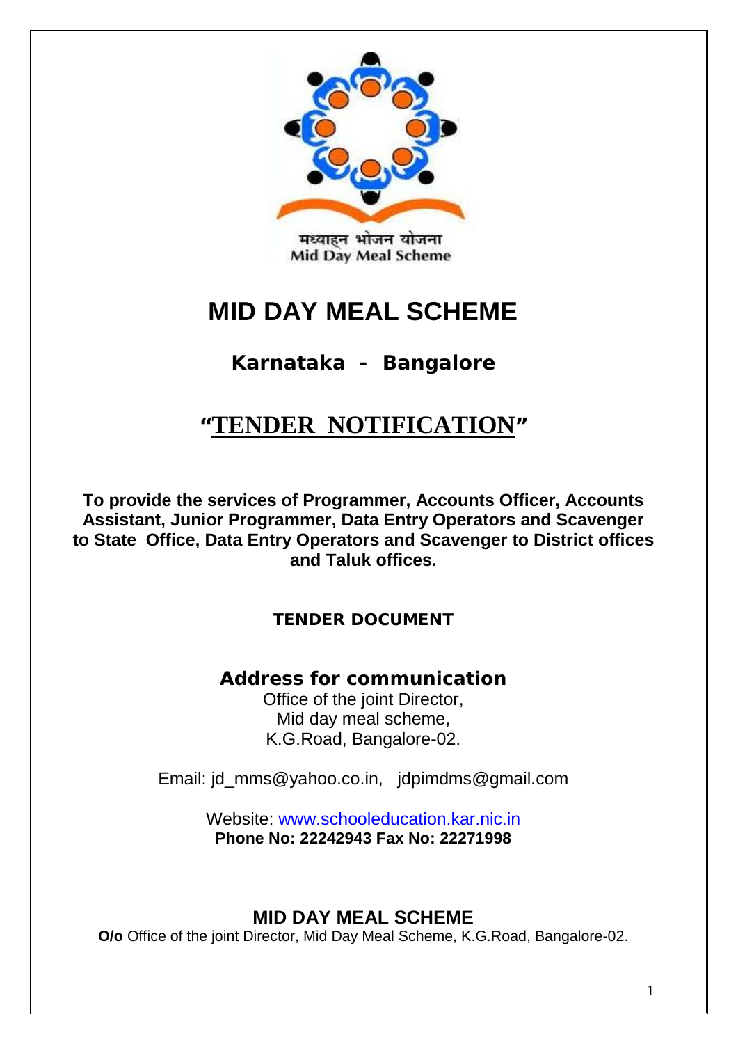मध्याह्न भोजन योजना
Mid Day Meal Scheme

# MID DAY MEAL SCHEME

## Karnataka - Bangalore

## "TENDER NOTIFICATION"

**To provide the services of Programmer, Accounts Officer, Accounts Assistant, Junior Programmer, Data Entry Operators and Scavenger to State Office, Data Entry Operators and Scavenger to District offices and Taluk offices.**

**TENDER DOCUMENT**

### Address for communication

Office of the joint Director,
Mid day meal scheme,
K.G.Road, Bangalore-02.

Email: jd_mms@yahoo.co.in, jdpimdms@gmail.com

Website: www.schooleducation.kar.nic.in
**Phone No: 22242943 Fax No: 22271998**

**MID DAY MEAL SCHEME**
**O/o** Office of the joint Director, Mid Day Meal Scheme, K.G.Road, Bangalore-02.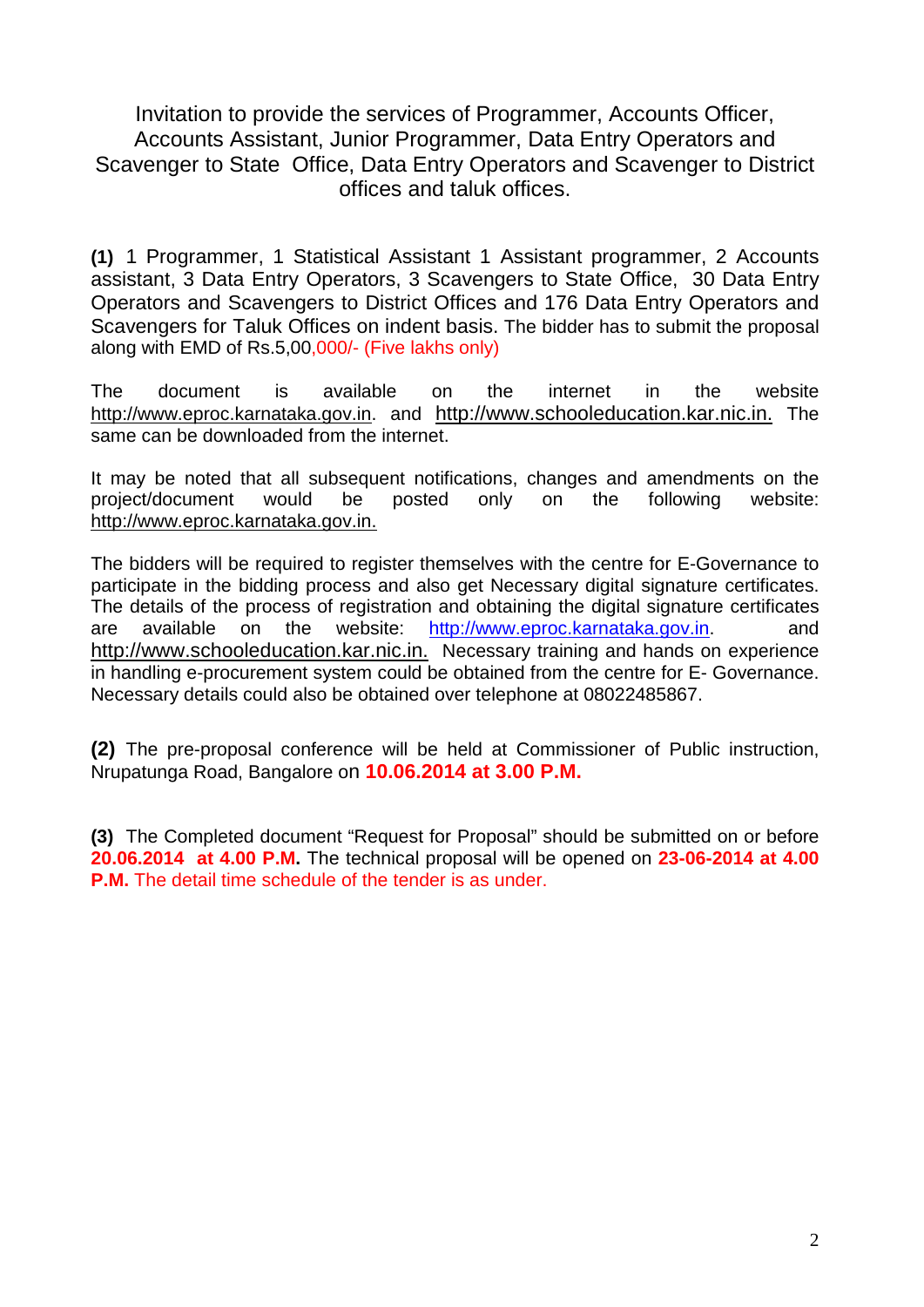Invitation to provide the services of Programmer, Accounts Officer, Accounts Assistant, Junior Programmer, Data Entry Operators and Scavenger to State Office, Data Entry Operators and Scavenger to District offices and taluk offices.

**(1)** 1 Programmer, 1 Statistical Assistant 1 Assistant programmer, 2 Accounts assistant, 3 Data Entry Operators, 3 Scavengers to State Office, 30 Data Entry Operators and Scavengers to District Offices and 176 Data Entry Operators and Scavengers for Taluk Offices on indent basis. The bidder has to submit the proposal along with EMD of Rs.5,00,000/- (Five lakhs only)

The document is available on the internet in the website http://www.eproc.karnataka.gov.in. and http://www.schooleducation.kar.nic.in. The same can be downloaded from the internet.

It may be noted that all subsequent notifications, changes and amendments on the project/document would be posted only on the following website: http://www.eproc.karnataka.gov.in.

The bidders will be required to register themselves with the centre for E-Governance to participate in the bidding process and also get Necessary digital signature certificates. The details of the process of registration and obtaining the digital signature certificates are available on the website: http://www.eproc.karnataka.gov.in. and http://www.schooleducation.kar.nic.in. Necessary training and hands on experience in handling e-procurement system could be obtained from the centre for E- Governance. Necessary details could also be obtained over telephone at 08022485867.

**(2)** The pre-proposal conference will be held at Commissioner of Public instruction, Nrupatunga Road, Bangalore on **10.06.2014 at 3.00 P.M.**

**(3)** The Completed document "Request for Proposal" should be submitted on or before **20.06.2014 at 4.00 P.M.** The technical proposal will be opened on **23-06-2014 at 4.00 P.M.** The detail time schedule of the tender is as under.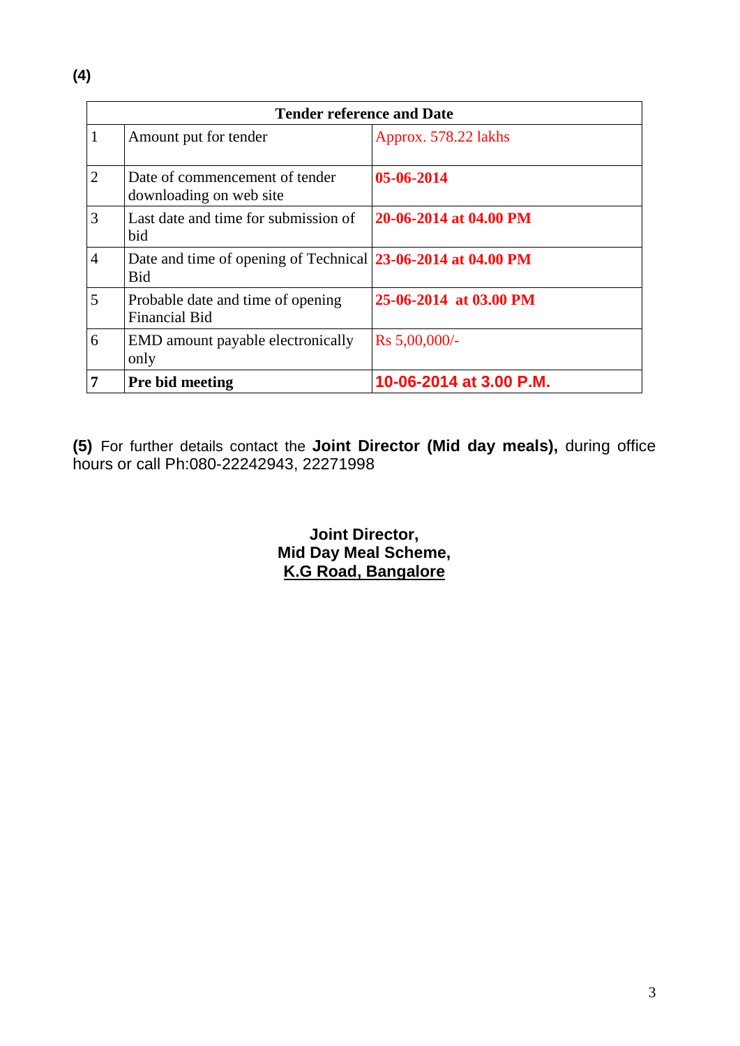**(4)**

| Tender reference and Date | | |
|---|---|---|
| 1 | Amount put for tender | Approx. 578.22 lakhs |
| 2 | Date of commencement of tender downloading on web site | **05-06-2014** |
| 3 | Last date and time for submission of bid | **20-06-2014 at 04.00 PM** |
| 4 | Date and time of opening of Technical Bid | **23-06-2014 at 04.00 PM** |
| 5 | Probable date and time of opening Financial Bid | **25-06-2014 at 03.00 PM** |
| 6 | EMD amount payable electronically only | Rs 5,00,000/- |
| **7** | **Pre bid meeting** | **10-06-2014 at 3.00 P.M.** |

**(5)** For further details contact the **Joint Director (Mid day meals),** during office hours or call Ph:080-22242943, 22271998

**Joint Director,**
**Mid Day Meal Scheme,**
**K.G Road, Bangalore**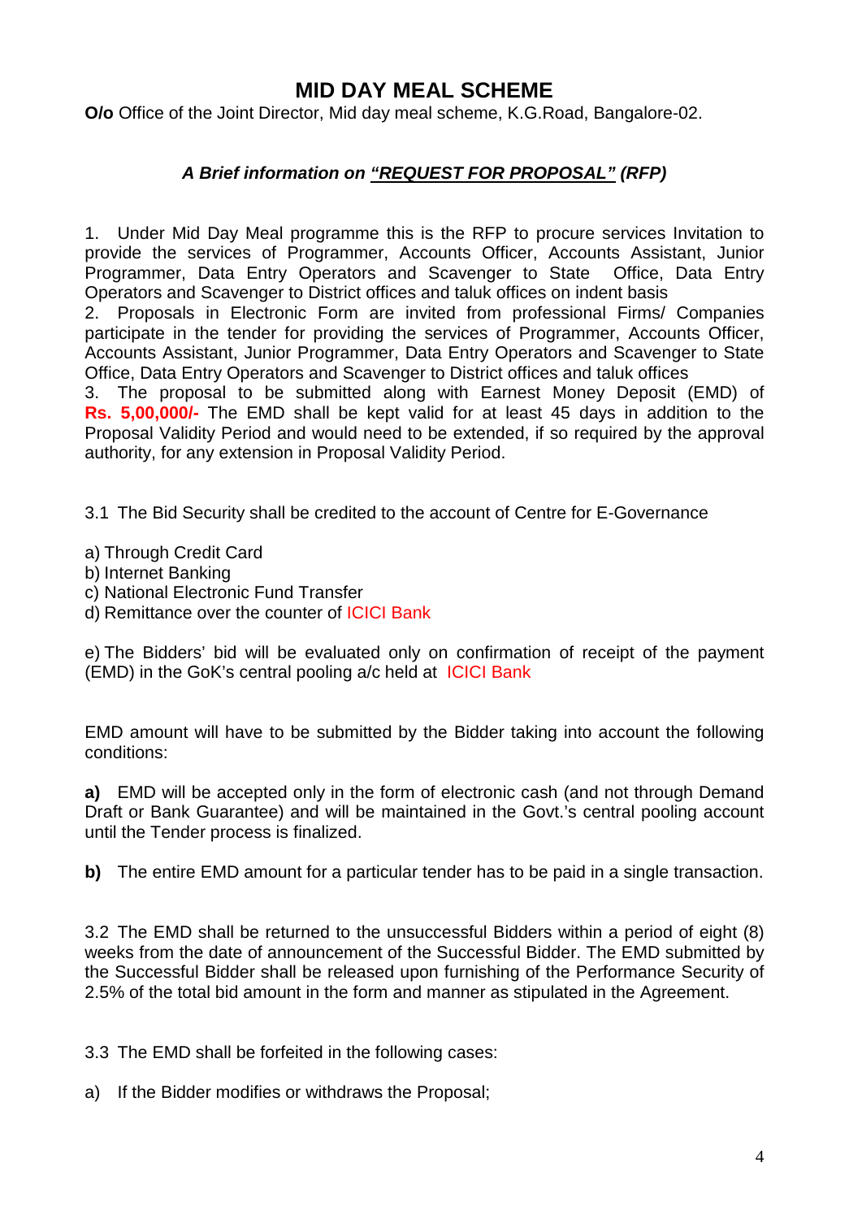# MID DAY MEAL SCHEME

**O/o** Office of the Joint Director, Mid day meal scheme, K.G.Road, Bangalore-02.

***A Brief information on "REQUEST FOR PROPOSAL" (RFP)***

1. Under Mid Day Meal programme this is the RFP to procure services Invitation to provide the services of Programmer, Accounts Officer, Accounts Assistant, Junior Programmer, Data Entry Operators and Scavenger to State Office, Data Entry Operators and Scavenger to District offices and taluk offices on indent basis

2. Proposals in Electronic Form are invited from professional Firms/ Companies participate in the tender for providing the services of Programmer, Accounts Officer, Accounts Assistant, Junior Programmer, Data Entry Operators and Scavenger to State Office, Data Entry Operators and Scavenger to District offices and taluk offices

3. The proposal to be submitted along with Earnest Money Deposit (EMD) of **Rs. 5,00,000/-** The EMD shall be kept valid for at least 45 days in addition to the Proposal Validity Period and would need to be extended, if so required by the approval authority, for any extension in Proposal Validity Period.

3.1 The Bid Security shall be credited to the account of Centre for E-Governance

a) Through Credit Card
b) Internet Banking
c) National Electronic Fund Transfer
d) Remittance over the counter of ICICI Bank

e) The Bidders' bid will be evaluated only on confirmation of receipt of the payment (EMD) in the GoK's central pooling a/c held at ICICI Bank

EMD amount will have to be submitted by the Bidder taking into account the following conditions:

**a)** EMD will be accepted only in the form of electronic cash (and not through Demand Draft or Bank Guarantee) and will be maintained in the Govt.'s central pooling account until the Tender process is finalized.

**b)** The entire EMD amount for a particular tender has to be paid in a single transaction.

3.2 The EMD shall be returned to the unsuccessful Bidders within a period of eight (8) weeks from the date of announcement of the Successful Bidder. The EMD submitted by the Successful Bidder shall be released upon furnishing of the Performance Security of 2.5% of the total bid amount in the form and manner as stipulated in the Agreement.

3.3 The EMD shall be forfeited in the following cases:

a) If the Bidder modifies or withdraws the Proposal;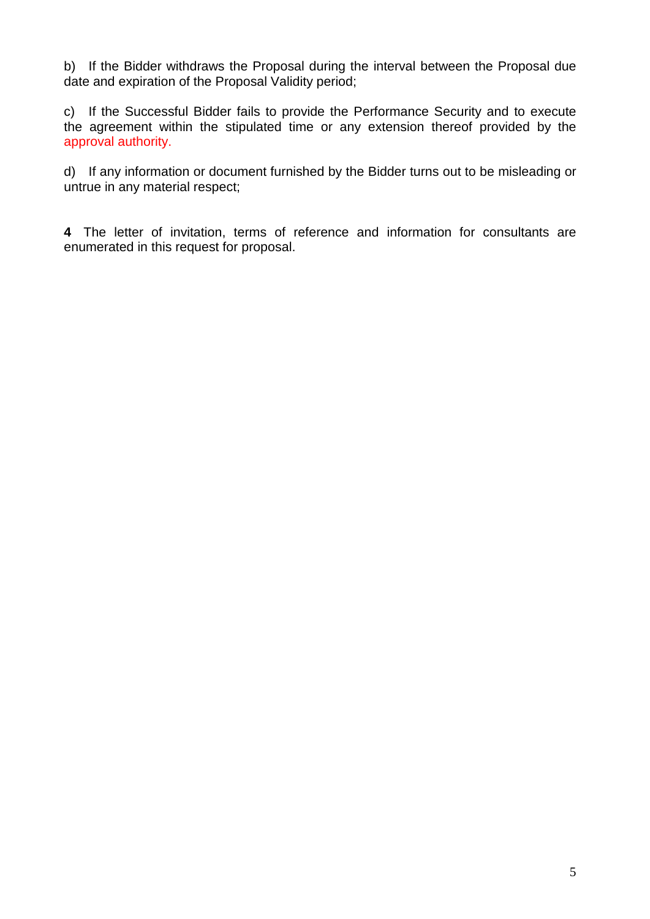b) If the Bidder withdraws the Proposal during the interval between the Proposal due date and expiration of the Proposal Validity period;

c) If the Successful Bidder fails to provide the Performance Security and to execute the agreement within the stipulated time or any extension thereof provided by the approval authority.

d) If any information or document furnished by the Bidder turns out to be misleading or untrue in any material respect;

**4** The letter of invitation, terms of reference and information for consultants are enumerated in this request for proposal.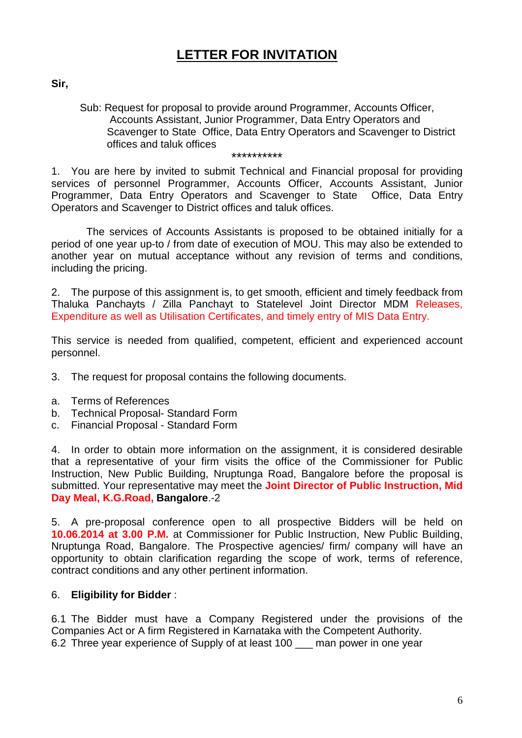# LETTER FOR INVITATION

**Sir,**

Sub: Request for proposal to provide around Programmer, Accounts Officer, Accounts Assistant, Junior Programmer, Data Entry Operators and Scavenger to State Office, Data Entry Operators and Scavenger to District offices and taluk offices

**********

1. You are here by invited to submit Technical and Financial proposal for providing services of personnel Programmer, Accounts Officer, Accounts Assistant, Junior Programmer, Data Entry Operators and Scavenger to State Office, Data Entry Operators and Scavenger to District offices and taluk offices.

The services of Accounts Assistants is proposed to be obtained initially for a period of one year up-to / from date of execution of MOU. This may also be extended to another year on mutual acceptance without any revision of terms and conditions, including the pricing.

2. The purpose of this assignment is, to get smooth, efficient and timely feedback from Thaluka Panchayts / Zilla Panchayt to Statelevel Joint Director MDM Releases, Expenditure as well as Utilisation Certificates, and timely entry of MIS Data Entry.

This service is needed from qualified, competent, efficient and experienced account personnel.

3. The request for proposal contains the following documents.

a. Terms of References
b. Technical Proposal- Standard Form
c. Financial Proposal - Standard Form

4. In order to obtain more information on the assignment, it is considered desirable that a representative of your firm visits the office of the Commissioner for Public Instruction, New Public Building, Nruptunga Road, Bangalore before the proposal is submitted. Your representative may meet the **Joint Director of Public Instruction, Mid Day Meal, K.G.Road, Bangalore**.-2

5. A pre-proposal conference open to all prospective Bidders will be held on **10.06.2014 at 3.00 P.M.** at Commissioner for Public Instruction, New Public Building, Nruptunga Road, Bangalore. The Prospective agencies/ firm/ company will have an opportunity to obtain clarification regarding the scope of work, terms of reference, contract conditions and any other pertinent information.

6. **Eligibility for Bidder** :

6.1 The Bidder must have a Company Registered under the provisions of the Companies Act or A firm Registered in Karnataka with the Competent Authority.
6.2 Three year experience of Supply of at least 100 ___ man power in one year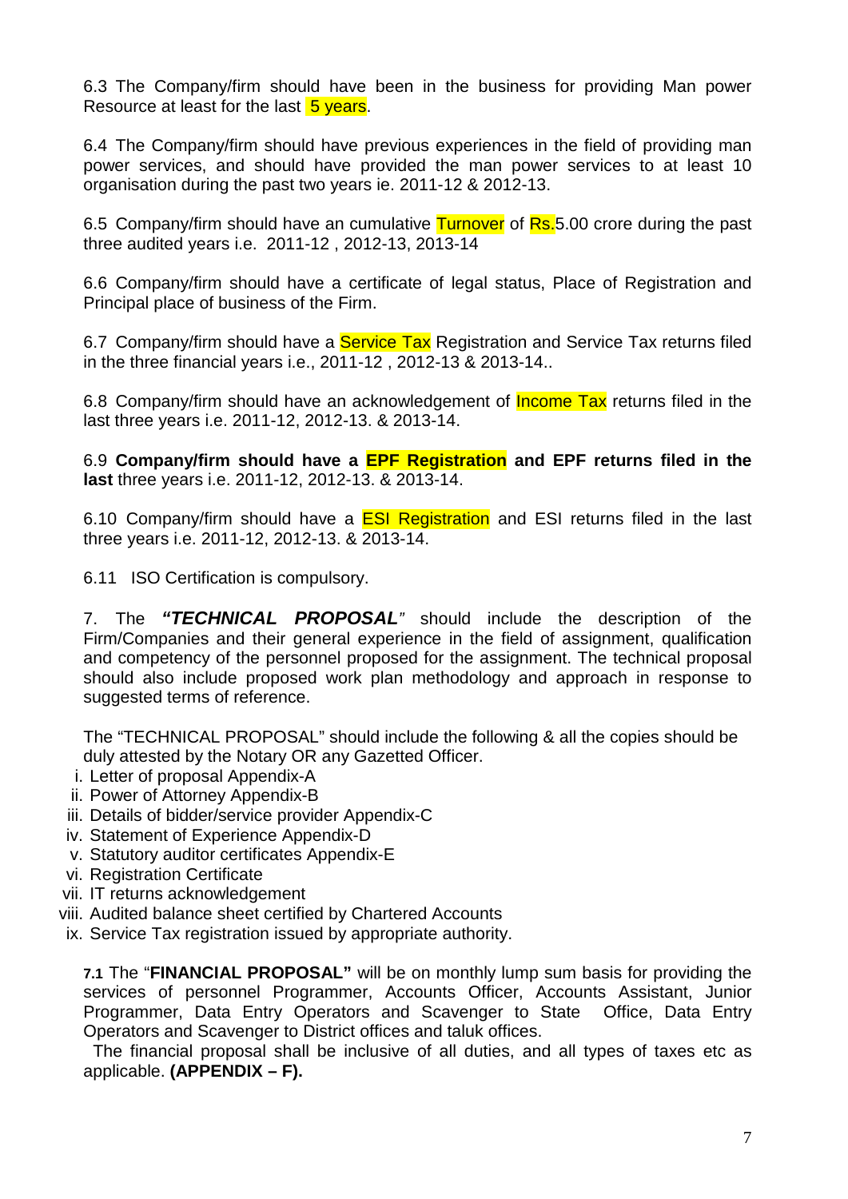6.3 The Company/firm should have been in the business for providing Man power Resource at least for the last 5 years.

6.4 The Company/firm should have previous experiences in the field of providing man power services, and should have provided the man power services to at least 10 organisation during the past two years ie. 2011-12 & 2012-13.

6.5 Company/firm should have an cumulative Turnover of Rs.5.00 crore during the past three audited years i.e. 2011-12 , 2012-13, 2013-14

6.6 Company/firm should have a certificate of legal status, Place of Registration and Principal place of business of the Firm.

6.7 Company/firm should have a Service Tax Registration and Service Tax returns filed in the three financial years i.e., 2011-12 , 2012-13 & 2013-14..

6.8 Company/firm should have an acknowledgement of Income Tax returns filed in the last three years i.e. 2011-12, 2012-13. & 2013-14.

6.9 **Company/firm should have a EPF Registration and EPF returns filed in the last** three years i.e. 2011-12, 2012-13. & 2013-14.

6.10 Company/firm should have a ESI Registration and ESI returns filed in the last three years i.e. 2011-12, 2012-13. & 2013-14.

6.11 ISO Certification is compulsory.

7. The ***"TECHNICAL PROPOSAL"*** should include the description of the Firm/Companies and their general experience in the field of assignment, qualification and competency of the personnel proposed for the assignment. The technical proposal should also include proposed work plan methodology and approach in response to suggested terms of reference.

The "TECHNICAL PROPOSAL" should include the following & all the copies should be duly attested by the Notary OR any Gazetted Officer.

i. Letter of proposal Appendix-A
ii. Power of Attorney Appendix-B
iii. Details of bidder/service provider Appendix-C
iv. Statement of Experience Appendix-D
v. Statutory auditor certificates Appendix-E
vi. Registration Certificate
vii. IT returns acknowledgement
viii. Audited balance sheet certified by Chartered Accounts
ix. Service Tax registration issued by appropriate authority.

**7.1** The "**FINANCIAL PROPOSAL"** will be on monthly lump sum basis for providing the services of personnel Programmer, Accounts Officer, Accounts Assistant, Junior Programmer, Data Entry Operators and Scavenger to State Office, Data Entry Operators and Scavenger to District offices and taluk offices.

The financial proposal shall be inclusive of all duties, and all types of taxes etc as applicable. **(APPENDIX – F).**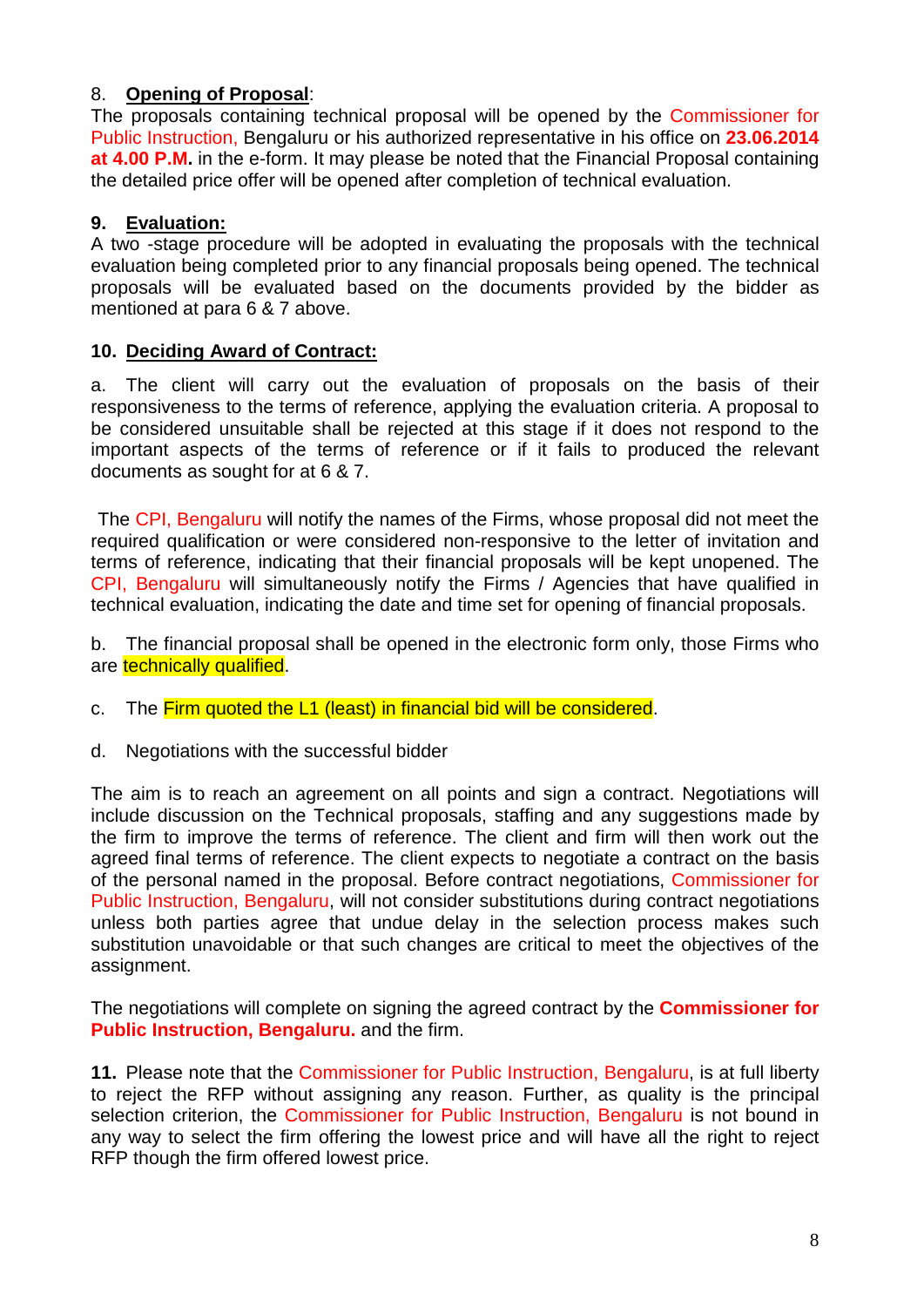8. **Opening of Proposal**:

The proposals containing technical proposal will be opened by the Commissioner for Public Instruction, Bengaluru or his authorized representative in his office on **23.06.2014 at 4.00 P.M.** in the e-form. It may please be noted that the Financial Proposal containing the detailed price offer will be opened after completion of technical evaluation.

**9. Evaluation:**

A two -stage procedure will be adopted in evaluating the proposals with the technical evaluation being completed prior to any financial proposals being opened. The technical proposals will be evaluated based on the documents provided by the bidder as mentioned at para 6 & 7 above.

**10. Deciding Award of Contract:**

a. The client will carry out the evaluation of proposals on the basis of their responsiveness to the terms of reference, applying the evaluation criteria. A proposal to be considered unsuitable shall be rejected at this stage if it does not respond to the important aspects of the terms of reference or if it fails to produced the relevant documents as sought for at 6 & 7.

The CPI, Bengaluru will notify the names of the Firms, whose proposal did not meet the required qualification or were considered non-responsive to the letter of invitation and terms of reference, indicating that their financial proposals will be kept unopened. The CPI, Bengaluru will simultaneously notify the Firms / Agencies that have qualified in technical evaluation, indicating the date and time set for opening of financial proposals.

b. The financial proposal shall be opened in the electronic form only, those Firms who are technically qualified.

c. The Firm quoted the L1 (least) in financial bid will be considered.

d. Negotiations with the successful bidder

The aim is to reach an agreement on all points and sign a contract. Negotiations will include discussion on the Technical proposals, staffing and any suggestions made by the firm to improve the terms of reference. The client and firm will then work out the agreed final terms of reference. The client expects to negotiate a contract on the basis of the personal named in the proposal. Before contract negotiations, Commissioner for Public Instruction, Bengaluru, will not consider substitutions during contract negotiations unless both parties agree that undue delay in the selection process makes such substitution unavoidable or that such changes are critical to meet the objectives of the assignment.

The negotiations will complete on signing the agreed contract by the **Commissioner for Public Instruction, Bengaluru.** and the firm.

**11.** Please note that the Commissioner for Public Instruction, Bengaluru, is at full liberty to reject the RFP without assigning any reason. Further, as quality is the principal selection criterion, the Commissioner for Public Instruction, Bengaluru is not bound in any way to select the firm offering the lowest price and will have all the right to reject RFP though the firm offered lowest price.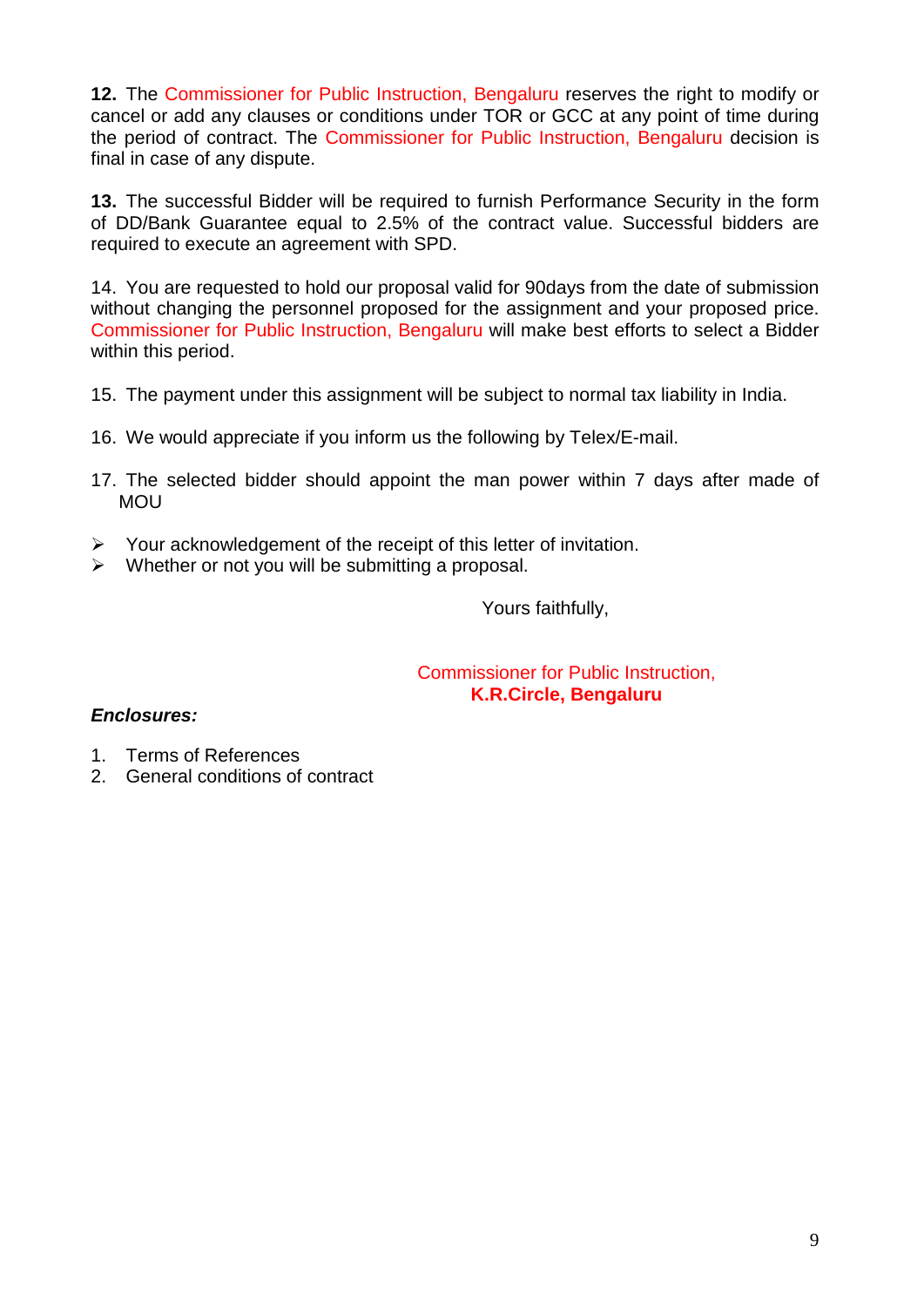**12.** The Commissioner for Public Instruction, Bengaluru reserves the right to modify or cancel or add any clauses or conditions under TOR or GCC at any point of time during the period of contract. The Commissioner for Public Instruction, Bengaluru decision is final in case of any dispute.

**13.** The successful Bidder will be required to furnish Performance Security in the form of DD/Bank Guarantee equal to 2.5% of the contract value. Successful bidders are required to execute an agreement with SPD.

14. You are requested to hold our proposal valid for 90days from the date of submission without changing the personnel proposed for the assignment and your proposed price. Commissioner for Public Instruction, Bengaluru will make best efforts to select a Bidder within this period.

15. The payment under this assignment will be subject to normal tax liability in India.

16. We would appreciate if you inform us the following by Telex/E-mail.

17. The selected bidder should appoint the man power within 7 days after made of MOU

- Your acknowledgement of the receipt of this letter of invitation.
- Whether or not you will be submitting a proposal.

Yours faithfully,

Commissioner for Public Instruction,
**K.R.Circle, Bengaluru**

***Enclosures:***

1. Terms of References
2. General conditions of contract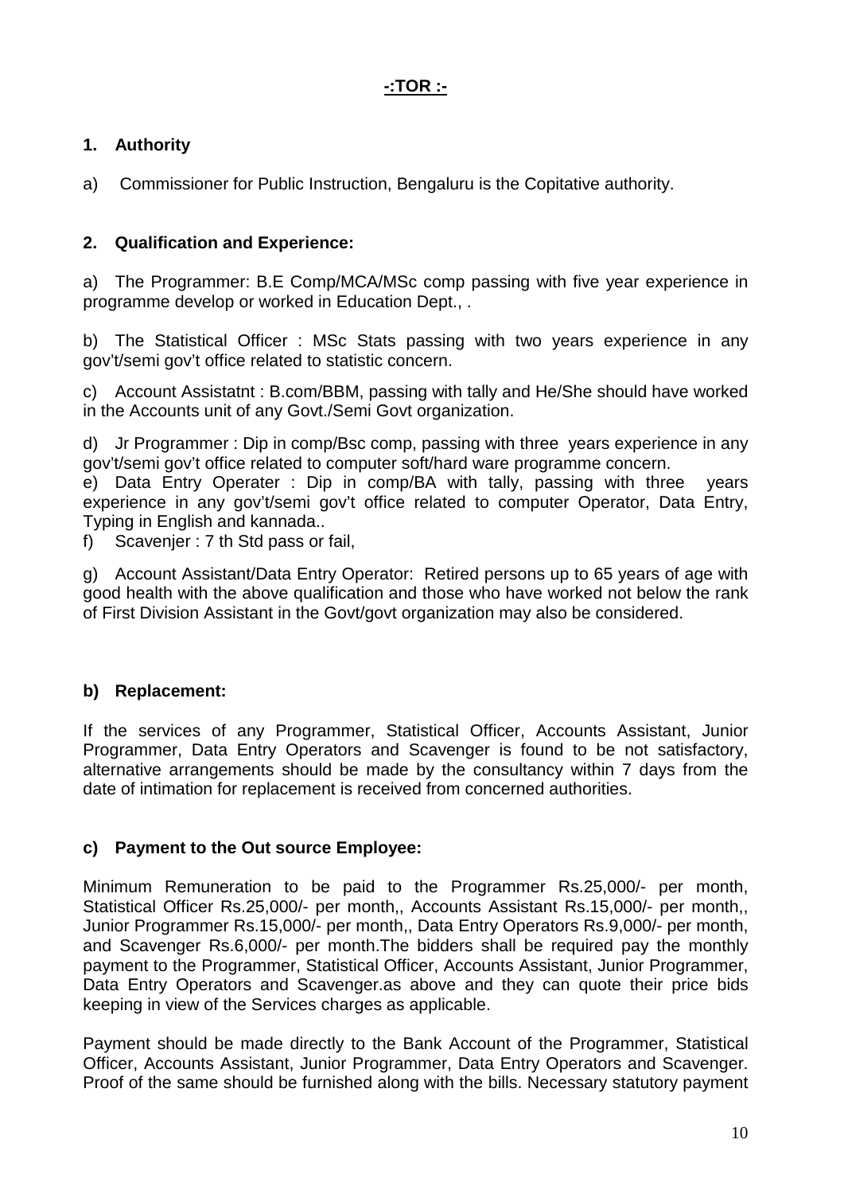**-:TOR :-**

**1. Authority**

a) Commissioner for Public Instruction, Bengaluru is the Copitative authority.

**2. Qualification and Experience:**

a) The Programmer: B.E Comp/MCA/MSc comp passing with five year experience in programme develop or worked in Education Dept., .

b) The Statistical Officer : MSc Stats passing with two years experience in any gov't/semi gov't office related to statistic concern.

c) Account Assistatnt : B.com/BBM, passing with tally and He/She should have worked in the Accounts unit of any Govt./Semi Govt organization.

d) Jr Programmer : Dip in comp/Bsc comp, passing with three years experience in any gov't/semi gov't office related to computer soft/hard ware programme concern.

e) Data Entry Operater : Dip in comp/BA with tally, passing with three years experience in any gov't/semi gov't office related to computer Operator, Data Entry, Typing in English and kannada..

f) Scavenjer : 7 th Std pass or fail,

g) Account Assistant/Data Entry Operator: Retired persons up to 65 years of age with good health with the above qualification and those who have worked not below the rank of First Division Assistant in the Govt/govt organization may also be considered.

**b) Replacement:**

If the services of any Programmer, Statistical Officer, Accounts Assistant, Junior Programmer, Data Entry Operators and Scavenger is found to be not satisfactory, alternative arrangements should be made by the consultancy within 7 days from the date of intimation for replacement is received from concerned authorities.

**c) Payment to the Out source Employee:**

Minimum Remuneration to be paid to the Programmer Rs.25,000/- per month, Statistical Officer Rs.25,000/- per month,, Accounts Assistant Rs.15,000/- per month,, Junior Programmer Rs.15,000/- per month,, Data Entry Operators Rs.9,000/- per month, and Scavenger Rs.6,000/- per month.The bidders shall be required pay the monthly payment to the Programmer, Statistical Officer, Accounts Assistant, Junior Programmer, Data Entry Operators and Scavenger.as above and they can quote their price bids keeping in view of the Services charges as applicable.

Payment should be made directly to the Bank Account of the Programmer, Statistical Officer, Accounts Assistant, Junior Programmer, Data Entry Operators and Scavenger. Proof of the same should be furnished along with the bills. Necessary statutory payment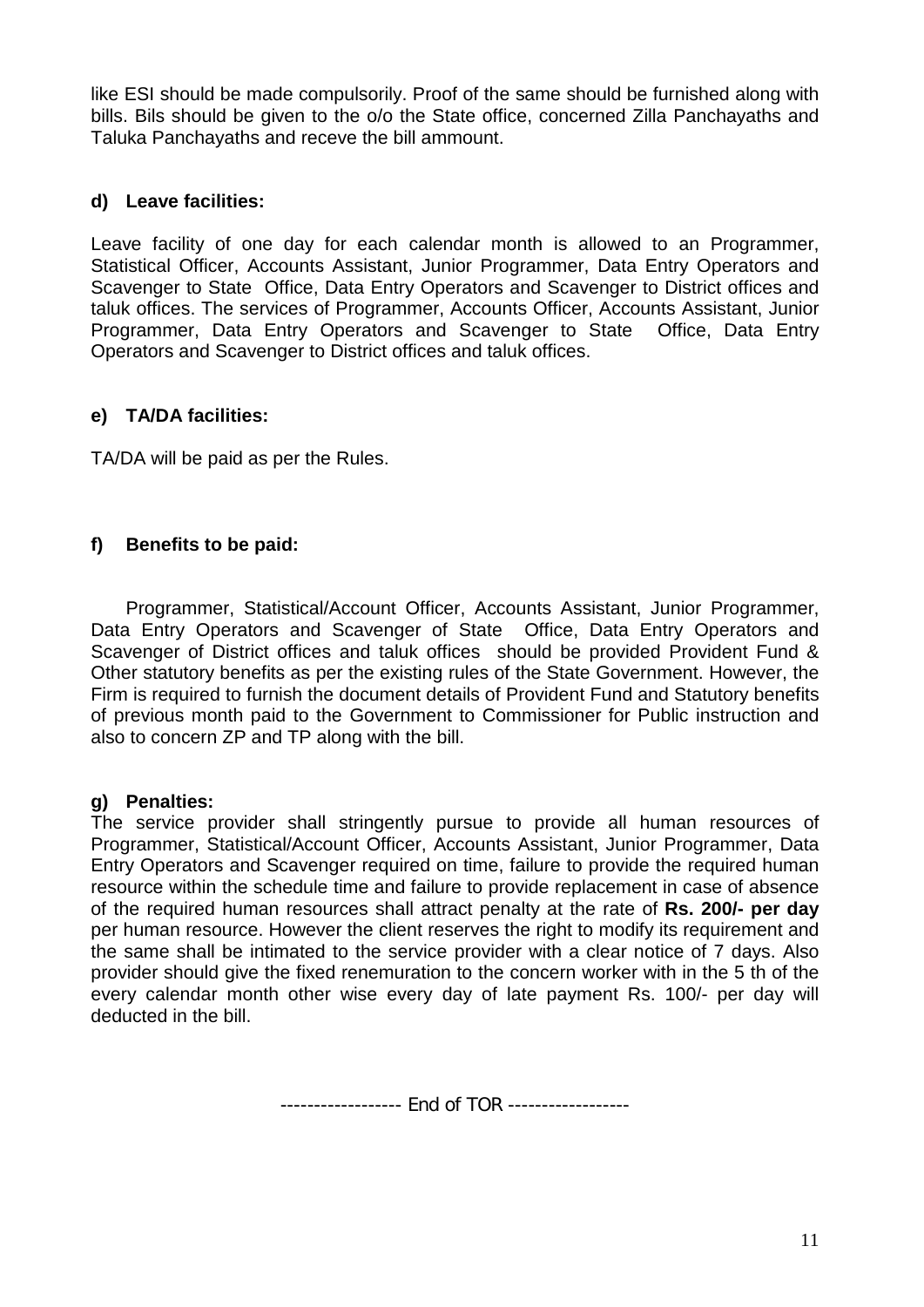like ESI should be made compulsorily. Proof of the same should be furnished along with bills. Bils should be given to the o/o the State office, concerned Zilla Panchayaths and Taluka Panchayaths and receve the bill ammount.

### d) Leave facilities:

Leave facility of one day for each calendar month is allowed to an Programmer, Statistical Officer, Accounts Assistant, Junior Programmer, Data Entry Operators and Scavenger to State Office, Data Entry Operators and Scavenger to District offices and taluk offices. The services of Programmer, Accounts Officer, Accounts Assistant, Junior Programmer, Data Entry Operators and Scavenger to State Office, Data Entry Operators and Scavenger to District offices and taluk offices.

### e) TA/DA facilities:

TA/DA will be paid as per the Rules.

### f) Benefits to be paid:

Programmer, Statistical/Account Officer, Accounts Assistant, Junior Programmer, Data Entry Operators and Scavenger of State Office, Data Entry Operators and Scavenger of District offices and taluk offices should be provided Provident Fund & Other statutory benefits as per the existing rules of the State Government. However, the Firm is required to furnish the document details of Provident Fund and Statutory benefits of previous month paid to the Government to Commissioner for Public instruction and also to concern ZP and TP along with the bill.

### g) Penalties:

The service provider shall stringently pursue to provide all human resources of Programmer, Statistical/Account Officer, Accounts Assistant, Junior Programmer, Data Entry Operators and Scavenger required on time, failure to provide the required human resource within the schedule time and failure to provide replacement in case of absence of the required human resources shall attract penalty at the rate of **Rs. 200/- per day** per human resource. However the client reserves the right to modify its requirement and the same shall be intimated to the service provider with a clear notice of 7 days. Also provider should give the fixed renemuration to the concern worker with in the 5 th of the every calendar month other wise every day of late payment Rs. 100/- per day will deducted in the bill.

------------------ End of TOR ------------------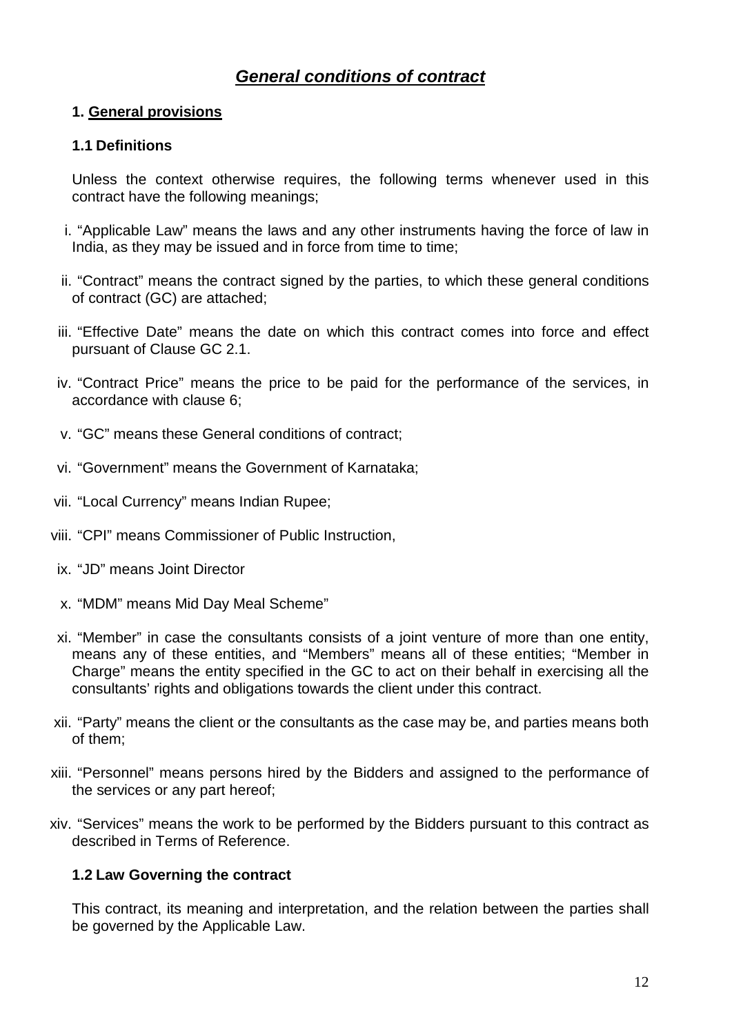# ***General conditions of contract***

## 1. General provisions

### 1.1 Definitions

Unless the context otherwise requires, the following terms whenever used in this contract have the following meanings;

i. "Applicable Law" means the laws and any other instruments having the force of law in India, as they may be issued and in force from time to time;

ii. "Contract" means the contract signed by the parties, to which these general conditions of contract (GC) are attached;

iii. "Effective Date" means the date on which this contract comes into force and effect pursuant of Clause GC 2.1.

iv. "Contract Price" means the price to be paid for the performance of the services, in accordance with clause 6;

v. "GC" means these General conditions of contract;

vi. "Government" means the Government of Karnataka;

vii. "Local Currency" means Indian Rupee;

viii. "CPI" means Commissioner of Public Instruction,

ix. "JD" means Joint Director

x. "MDM" means Mid Day Meal Scheme"

xi. "Member" in case the consultants consists of a joint venture of more than one entity, means any of these entities, and "Members" means all of these entities; "Member in Charge" means the entity specified in the GC to act on their behalf in exercising all the consultants' rights and obligations towards the client under this contract.

xii. "Party" means the client or the consultants as the case may be, and parties means both of them;

xiii. "Personnel" means persons hired by the Bidders and assigned to the performance of the services or any part hereof;

xiv. "Services" means the work to be performed by the Bidders pursuant to this contract as described in Terms of Reference.

### 1.2 Law Governing the contract

This contract, its meaning and interpretation, and the relation between the parties shall be governed by the Applicable Law.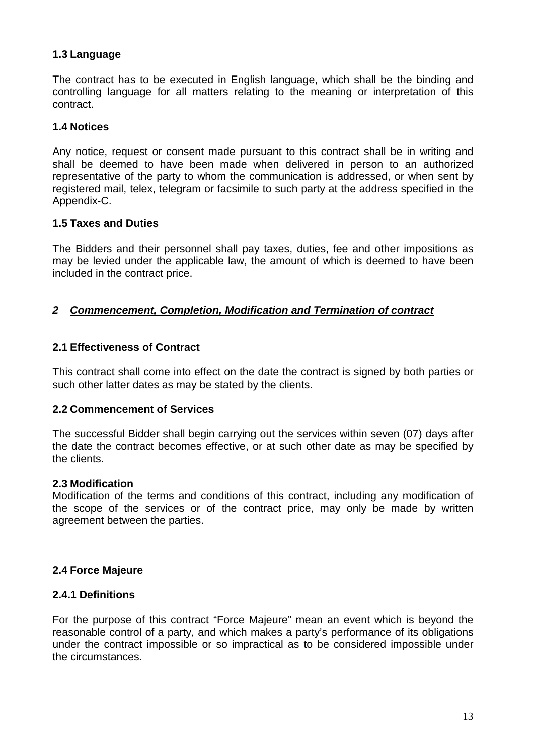### 1.3 Language

The contract has to be executed in English language, which shall be the binding and controlling language for all matters relating to the meaning or interpretation of this contract.

### 1.4 Notices

Any notice, request or consent made pursuant to this contract shall be in writing and shall be deemed to have been made when delivered in person to an authorized representative of the party to whom the communication is addressed, or when sent by registered mail, telex, telegram or facsimile to such party at the address specified in the Appendix-C.

### 1.5 Taxes and Duties

The Bidders and their personnel shall pay taxes, duties, fee and other impositions as may be levied under the applicable law, the amount of which is deemed to have been included in the contract price.

## *2 Commencement, Completion, Modification and Termination of contract*

### 2.1 Effectiveness of Contract

This contract shall come into effect on the date the contract is signed by both parties or such other latter dates as may be stated by the clients.

### 2.2 Commencement of Services

The successful Bidder shall begin carrying out the services within seven (07) days after the date the contract becomes effective, or at such other date as may be specified by the clients.

### 2.3 Modification

Modification of the terms and conditions of this contract, including any modification of the scope of the services or of the contract price, may only be made by written agreement between the parties.

### 2.4 Force Majeure

#### 2.4.1 Definitions

For the purpose of this contract “Force Majeure” mean an event which is beyond the reasonable control of a party, and which makes a party’s performance of its obligations under the contract impossible or so impractical as to be considered impossible under the circumstances.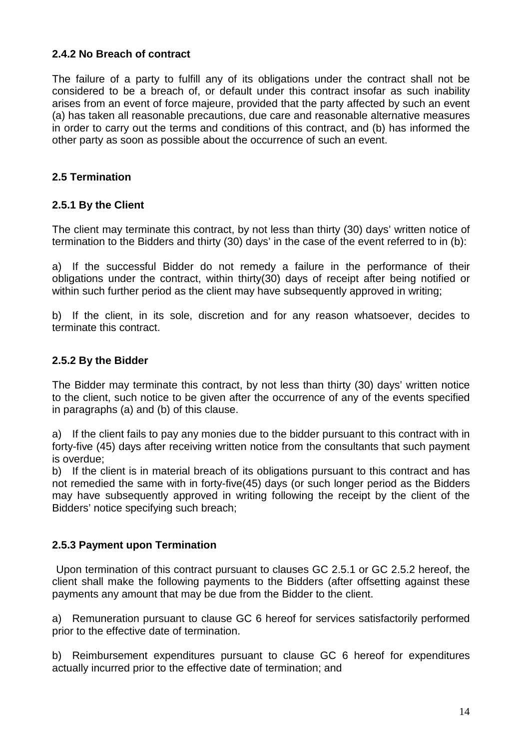### 2.4.2 No Breach of contract

The failure of a party to fulfill any of its obligations under the contract shall not be considered to be a breach of, or default under this contract insofar as such inability arises from an event of force majeure, provided that the party affected by such an event (a) has taken all reasonable precautions, due care and reasonable alternative measures in order to carry out the terms and conditions of this contract, and (b) has informed the other party as soon as possible about the occurrence of such an event.

## 2.5 Termination

### 2.5.1 By the Client

The client may terminate this contract, by not less than thirty (30) days' written notice of termination to the Bidders and thirty (30) days' in the case of the event referred to in (b):

a) If the successful Bidder do not remedy a failure in the performance of their obligations under the contract, within thirty(30) days of receipt after being notified or within such further period as the client may have subsequently approved in writing;

b) If the client, in its sole, discretion and for any reason whatsoever, decides to terminate this contract.

### 2.5.2 By the Bidder

The Bidder may terminate this contract, by not less than thirty (30) days' written notice to the client, such notice to be given after the occurrence of any of the events specified in paragraphs (a) and (b) of this clause.

a) If the client fails to pay any monies due to the bidder pursuant to this contract with in forty-five (45) days after receiving written notice from the consultants that such payment is overdue;
b) If the client is in material breach of its obligations pursuant to this contract and has not remedied the same with in forty-five(45) days (or such longer period as the Bidders may have subsequently approved in writing following the receipt by the client of the Bidders' notice specifying such breach;

### 2.5.3 Payment upon Termination

Upon termination of this contract pursuant to clauses GC 2.5.1 or GC 2.5.2 hereof, the client shall make the following payments to the Bidders (after offsetting against these payments any amount that may be due from the Bidder to the client.

a) Remuneration pursuant to clause GC 6 hereof for services satisfactorily performed prior to the effective date of termination.

b) Reimbursement expenditures pursuant to clause GC 6 hereof for expenditures actually incurred prior to the effective date of termination; and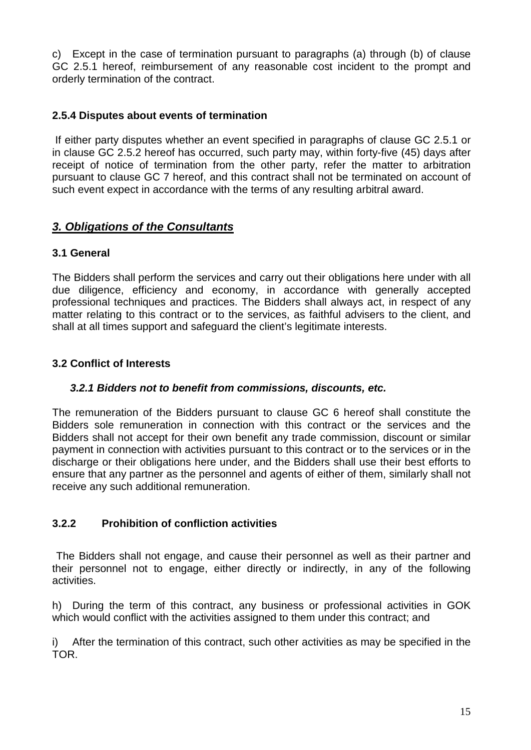c) Except in the case of termination pursuant to paragraphs (a) through (b) of clause GC 2.5.1 hereof, reimbursement of any reasonable cost incident to the prompt and orderly termination of the contract.

### 2.5.4 Disputes about events of termination

If either party disputes whether an event specified in paragraphs of clause GC 2.5.1 or in clause GC 2.5.2 hereof has occurred, such party may, within forty-five (45) days after receipt of notice of termination from the other party, refer the matter to arbitration pursuant to clause GC 7 hereof, and this contract shall not be terminated on account of such event expect in accordance with the terms of any resulting arbitral award.

## ***3. Obligations of the Consultants***

### 3.1 General

The Bidders shall perform the services and carry out their obligations here under with all due diligence, efficiency and economy, in accordance with generally accepted professional techniques and practices. The Bidders shall always act, in respect of any matter relating to this contract or to the services, as faithful advisers to the client, and shall at all times support and safeguard the client's legitimate interests.

### 3.2 Conflict of Interests

#### *3.2.1 Bidders not to benefit from commissions, discounts, etc.*

The remuneration of the Bidders pursuant to clause GC 6 hereof shall constitute the Bidders sole remuneration in connection with this contract or the services and the Bidders shall not accept for their own benefit any trade commission, discount or similar payment in connection with activities pursuant to this contract or to the services or in the discharge or their obligations here under, and the Bidders shall use their best efforts to ensure that any partner as the personnel and agents of either of them, similarly shall not receive any such additional remuneration.

### 3.2.2 Prohibition of confliction activities

The Bidders shall not engage, and cause their personnel as well as their partner and their personnel not to engage, either directly or indirectly, in any of the following activities.

h) During the term of this contract, any business or professional activities in GOK which would conflict with the activities assigned to them under this contract; and

i) After the termination of this contract, such other activities as may be specified in the TOR.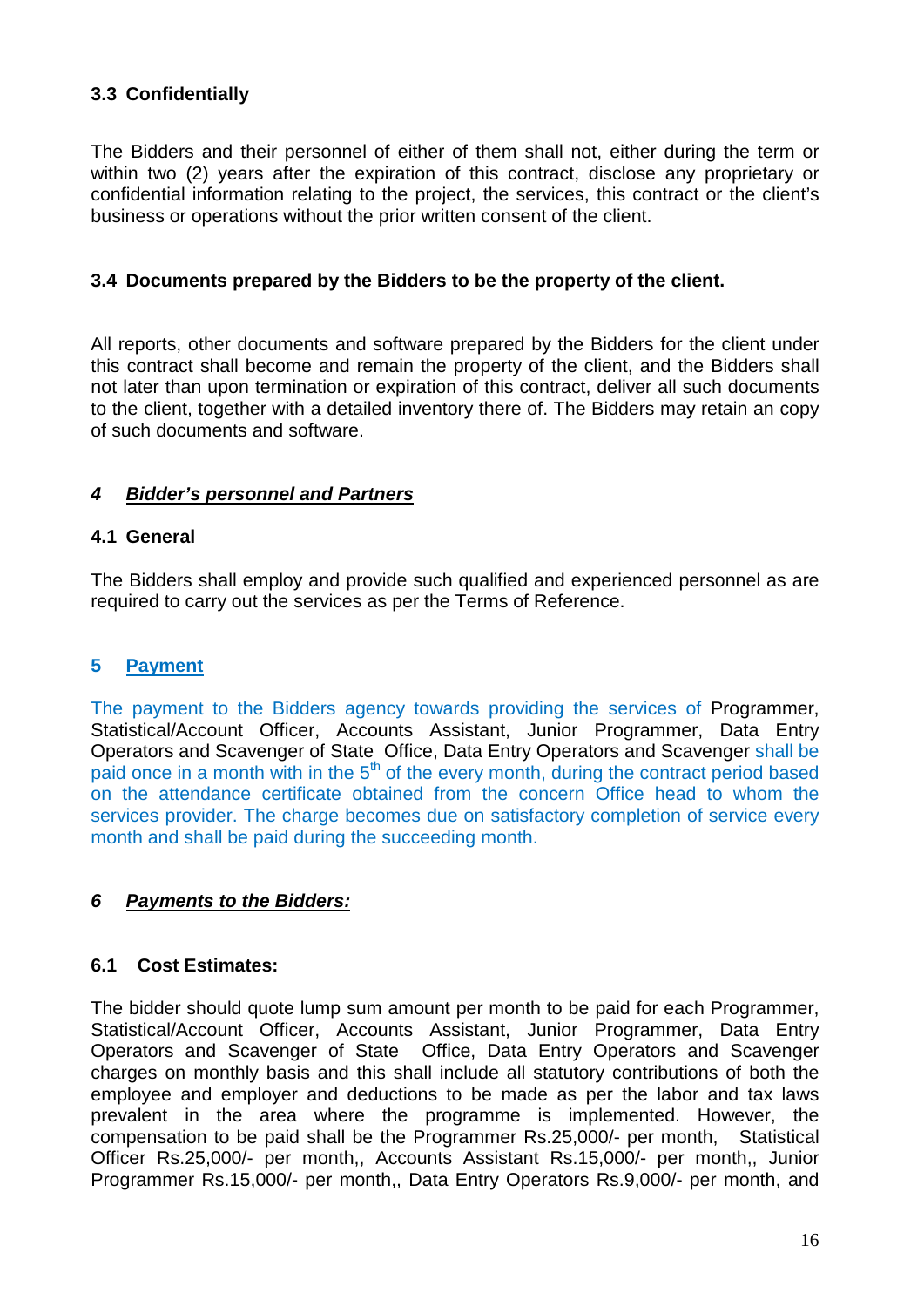### 3.3 Confidentially

The Bidders and their personnel of either of them shall not, either during the term or within two (2) years after the expiration of this contract, disclose any proprietary or confidential information relating to the project, the services, this contract or the client's business or operations without the prior written consent of the client.

### 3.4 Documents prepared by the Bidders to be the property of the client.

All reports, other documents and software prepared by the Bidders for the client under this contract shall become and remain the property of the client, and the Bidders shall not later than upon termination or expiration of this contract, deliver all such documents to the client, together with a detailed inventory there of. The Bidders may retain an copy of such documents and software.

## 4 ***Bidder's personnel and Partners***

### 4.1 General

The Bidders shall employ and provide such qualified and experienced personnel as are required to carry out the services as per the Terms of Reference.

## 5 **Payment**

The payment to the Bidders agency towards providing the services of Programmer, Statistical/Account Officer, Accounts Assistant, Junior Programmer, Data Entry Operators and Scavenger of State Office, Data Entry Operators and Scavenger shall be paid once in a month with in the 5th of the every month, during the contract period based on the attendance certificate obtained from the concern Office head to whom the services provider. The charge becomes due on satisfactory completion of service every month and shall be paid during the succeeding month.

## 6 ***Payments to the Bidders:***

### 6.1 Cost Estimates:

The bidder should quote lump sum amount per month to be paid for each Programmer, Statistical/Account Officer, Accounts Assistant, Junior Programmer, Data Entry Operators and Scavenger of State Office, Data Entry Operators and Scavenger charges on monthly basis and this shall include all statutory contributions of both the employee and employer and deductions to be made as per the labor and tax laws prevalent in the area where the programme is implemented. However, the compensation to be paid shall be the Programmer Rs.25,000/- per month, Statistical Officer Rs.25,000/- per month,, Accounts Assistant Rs.15,000/- per month,, Junior Programmer Rs.15,000/- per month,, Data Entry Operators Rs.9,000/- per month, and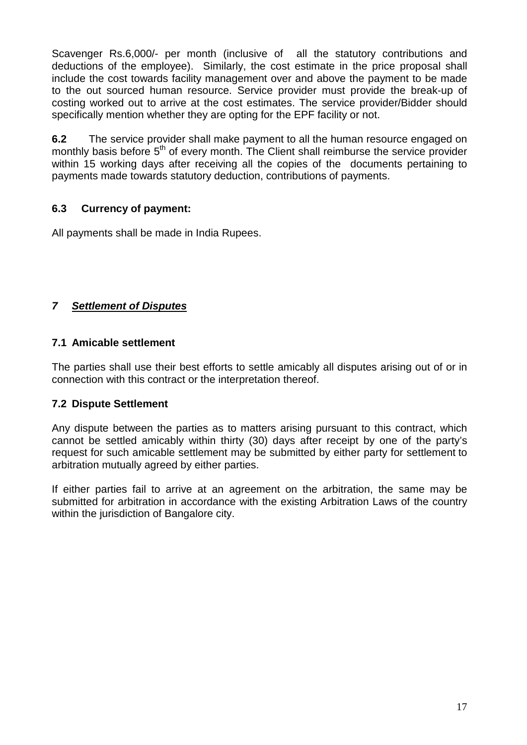Scavenger Rs.6,000/- per month (inclusive of all the statutory contributions and deductions of the employee). Similarly, the cost estimate in the price proposal shall include the cost towards facility management over and above the payment to be made to the out sourced human resource. Service provider must provide the break-up of costing worked out to arrive at the cost estimates. The service provider/Bidder should specifically mention whether they are opting for the EPF facility or not.

**6.2** The service provider shall make payment to all the human resource engaged on monthly basis before 5th of every month. The Client shall reimburse the service provider within 15 working days after receiving all the copies of the documents pertaining to payments made towards statutory deduction, contributions of payments.

### 6.3 Currency of payment:

All payments shall be made in India Rupees.

## *7 Settlement of Disputes*

### 7.1 Amicable settlement

The parties shall use their best efforts to settle amicably all disputes arising out of or in connection with this contract or the interpretation thereof.

### 7.2 Dispute Settlement

Any dispute between the parties as to matters arising pursuant to this contract, which cannot be settled amicably within thirty (30) days after receipt by one of the party's request for such amicable settlement may be submitted by either party for settlement to arbitration mutually agreed by either parties.

If either parties fail to arrive at an agreement on the arbitration, the same may be submitted for arbitration in accordance with the existing Arbitration Laws of the country within the jurisdiction of Bangalore city.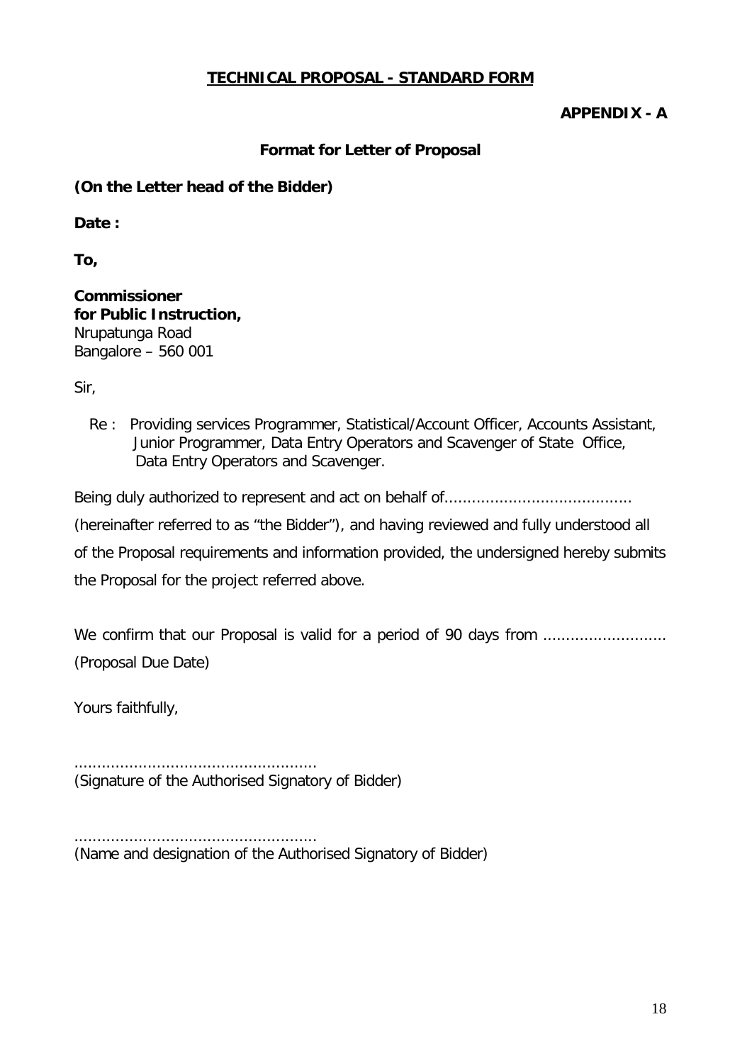**TECHNICAL PROPOSAL - STANDARD FORM**

**APPENDIX - A**

**Format for Letter of Proposal**

**(On the Letter head of the Bidder)**

**Date :**

**To,**

**Commissioner**
**for Public Instruction,**
Nrupatunga Road
Bangalore – 560 001

Sir,

Re : Providing services Programmer, Statistical/Account Officer, Accounts Assistant, Junior Programmer, Data Entry Operators and Scavenger of State Office, Data Entry Operators and Scavenger.

Being duly authorized to represent and act on behalf of........................................ (hereinafter referred to as "the Bidder"), and having reviewed and fully understood all of the Proposal requirements and information provided, the undersigned hereby submits the Proposal for the project referred above.

We confirm that our Proposal is valid for a period of 90 days from ........................... (Proposal Due Date)

Yours faithfully,

....................................................
(Signature of the Authorised Signatory of Bidder)

....................................................
(Name and designation of the Authorised Signatory of Bidder)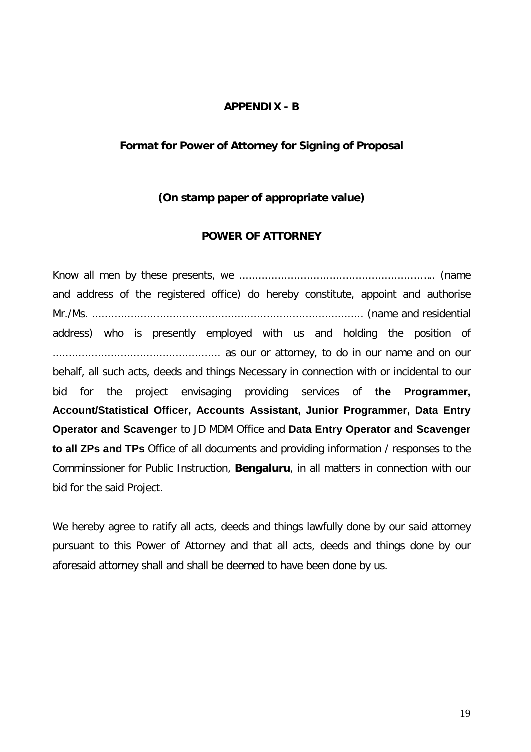# APPENDIX - B

## Format for Power of Attorney for Signing of Proposal

**(On stamp paper of appropriate value)**

**POWER OF ATTORNEY**

Know all men by these presents, we ………………………………………………….. (name and address of the registered office) do hereby constitute, appoint and authorise Mr./Ms. ………………………………………………………………………… (name and residential address) who is presently employed with us and holding the position of ……………………………………………. as our or attorney, to do in our name and on our behalf, all such acts, deeds and things Necessary in connection with or incidental to our bid for the project envisaging providing services of **the Programmer, Account/Statistical Officer, Accounts Assistant, Junior Programmer, Data Entry Operator and Scavenger** to JD MDM Office and **Data Entry Operator and Scavenger to all ZPs and TPs** Office of all documents and providing information / responses to the Comminssioner for Public Instruction, **Bengaluru**, in all matters in connection with our bid for the said Project.

We hereby agree to ratify all acts, deeds and things lawfully done by our said attorney pursuant to this Power of Attorney and that all acts, deeds and things done by our aforesaid attorney shall and shall be deemed to have been done by us.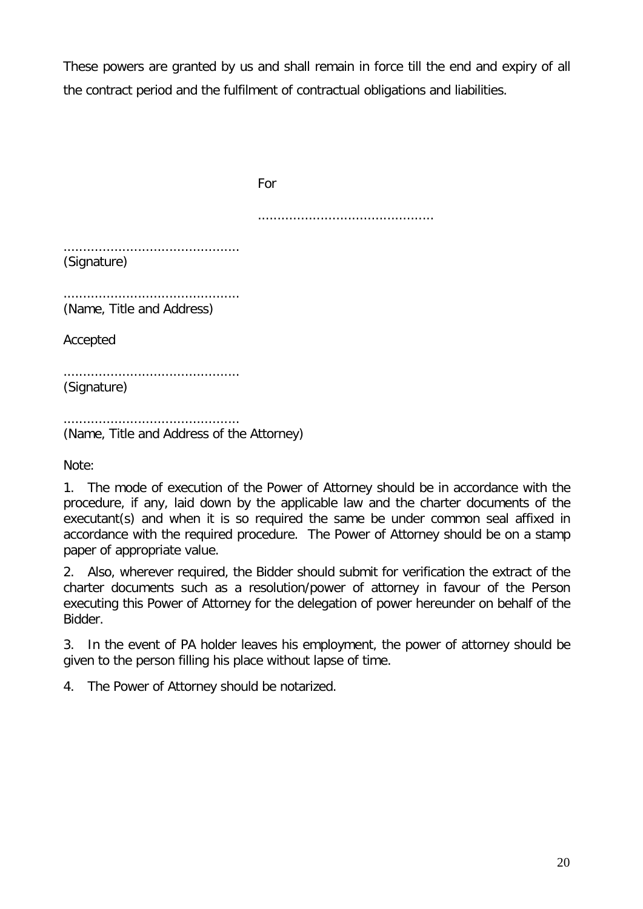These powers are granted by us and shall remain in force till the end and expiry of all the contract period and the fulfilment of contractual obligations and liabilities.

For

............................................

............................................
(Signature)

............................................
(Name, Title and Address)

Accepted

............................................
(Signature)

............................................
(Name, Title and Address of the Attorney)

Note:

1. The mode of execution of the Power of Attorney should be in accordance with the procedure, if any, laid down by the applicable law and the charter documents of the executant(s) and when it is so required the same be under common seal affixed in accordance with the required procedure. The Power of Attorney should be on a stamp paper of appropriate value.

2. Also, wherever required, the Bidder should submit for verification the extract of the charter documents such as a resolution/power of attorney in favour of the Person executing this Power of Attorney for the delegation of power hereunder on behalf of the Bidder.

3. In the event of PA holder leaves his employment, the power of attorney should be given to the person filling his place without lapse of time.

4. The Power of Attorney should be notarized.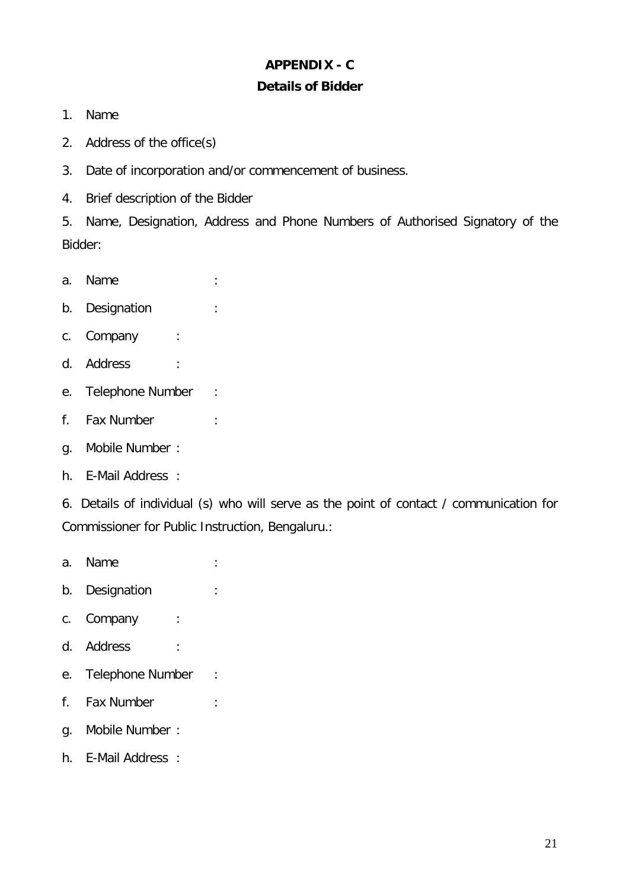## APPENDIX - C

## Details of Bidder

1. Name
2. Address of the office(s)
3. Date of incorporation and/or commencement of business.
4. Brief description of the Bidder
5. Name, Designation, Address and Phone Numbers of Authorised Signatory of the Bidder:

a. Name :

b. Designation :

c. Company :

d. Address :

e. Telephone Number :

f. Fax Number :

g. Mobile Number :

h. E-Mail Address :

6. Details of individual (s) who will serve as the point of contact / communication for Commissioner for Public Instruction, Bengaluru.:

a. Name :

b. Designation :

c. Company :

d. Address :

e. Telephone Number :

f. Fax Number :

g. Mobile Number :

h. E-Mail Address :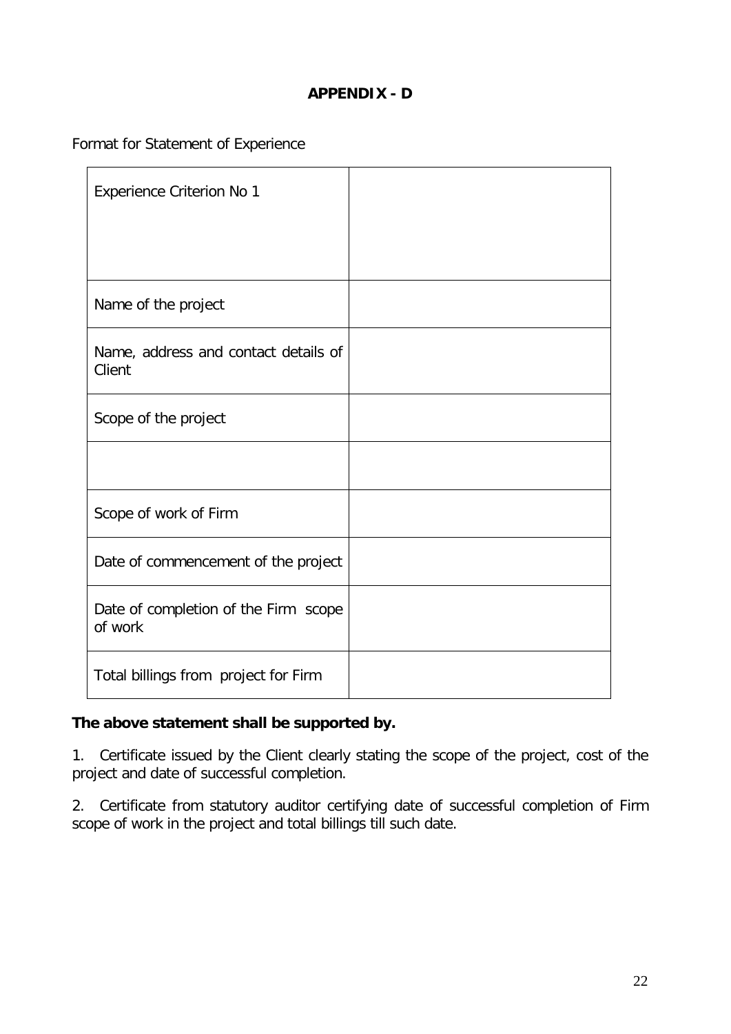# APPENDIX - D

Format for Statement of Experience

| Experience Criterion No 1 | |
|---|---|
| Name of the project | |
| Name, address and contact details of Client | |
| Scope of the project | |
| | |
| Scope of work of Firm | |
| Date of commencement of the project | |
| Date of completion of the Firm scope of work | |
| Total billings from project for Firm | |

**The above statement shall be supported by.**

1. Certificate issued by the Client clearly stating the scope of the project, cost of the project and date of successful completion.

2. Certificate from statutory auditor certifying date of successful completion of Firm scope of work in the project and total billings till such date.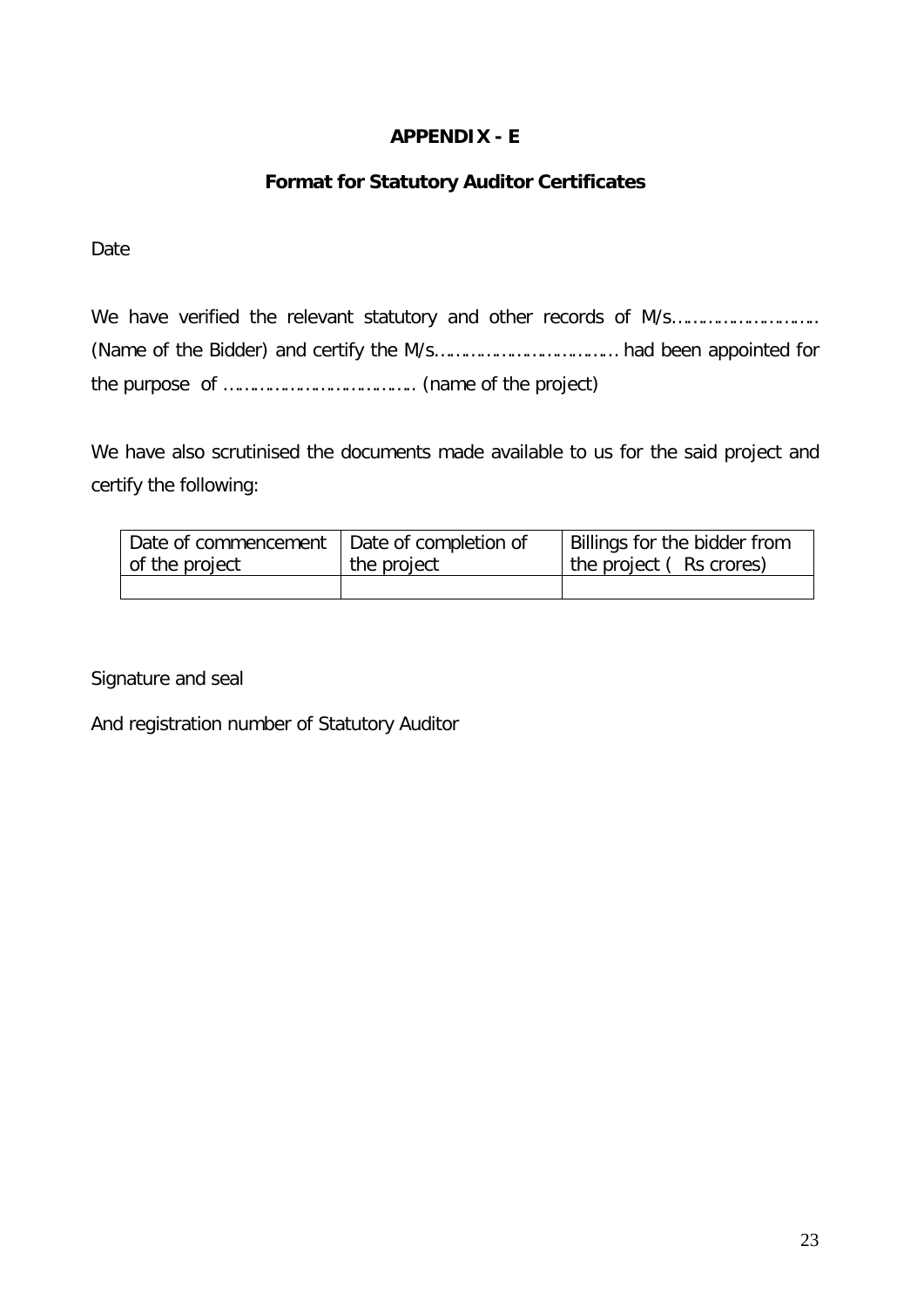# APPENDIX - E

## Format for Statutory Auditor Certificates

Date

We have verified the relevant statutory and other records of M/s………………………. (Name of the Bidder) and certify the M/s……………………………. had been appointed for the purpose of ………………………………. (name of the project)

We have also scrutinised the documents made available to us for the said project and certify the following:

| Date of commencement of the project | Date of completion of the project | Billings for the bidder from the project ( Rs crores) |
|---|---|---|
| | | |

Signature and seal

And registration number of Statutory Auditor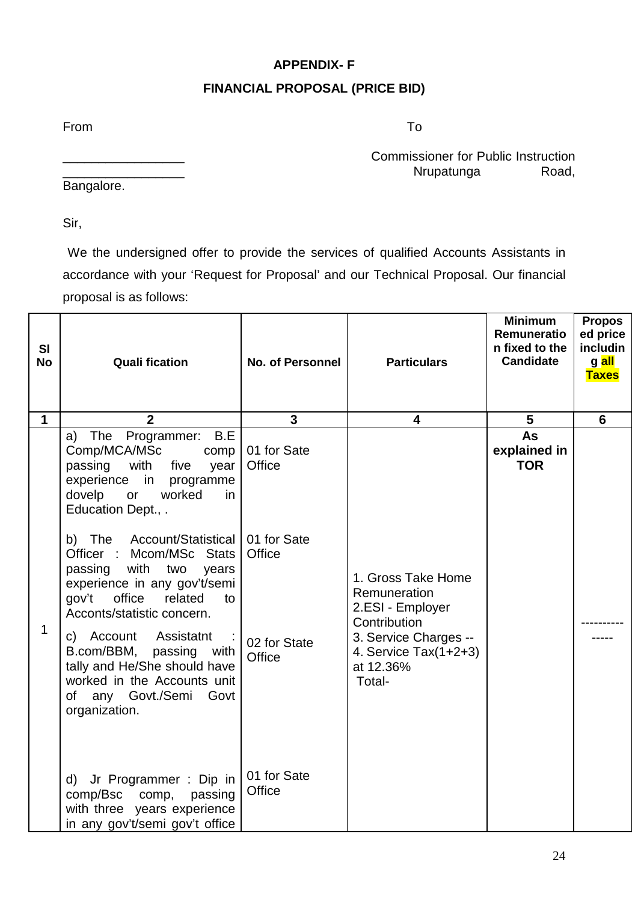## APPENDIX- F

## FINANCIAL PROPOSAL (PRICE BID)

From

_________________

_________________

Bangalore.

To

Commissioner for Public Instruction
Nrupatunga Road,

Sir,

We the undersigned offer to provide the services of qualified Accounts Assistants in accordance with your 'Request for Proposal' and our Technical Proposal. Our financial proposal is as follows:

| Sl No | Quali fication | No. of Personnel | Particulars | Minimum Remuneration fixed to the Candidate | Proposed price including all Taxes |
|---|---|---|---|---|---|
| 1 | 2 | 3 | 4 | 5 | 6 |
| 1 | a) The Programmer: B.E Comp/MCA/MSc comp passing with five year experience in programme dovelp or worked in Education Dept., .<br><br>b) The Account/Statistical Officer : Mcom/MSc Stats passing with two years experience in any gov't/semi gov't office related to Acconts/statistic concern.<br><br>c) Account Assistatnt : B.com/BBM, passing with tally and He/She should have worked in the Accounts unit of any Govt./Semi Govt organization.<br><br>d) Jr Programmer : Dip in comp/Bsc comp, passing with three years experience in any gov't/semi gov't office | 01 for Sate Office<br><br>01 for Sate Office<br><br>02 for State Office<br><br>01 for Sate Office | 1. Gross Take Home Remuneration<br>2.ESI - Employer Contribution<br>3. Service Charges --<br>4. Service Tax(1+2+3) at 12.36%<br>Total- | **As explained in TOR** | --------------- |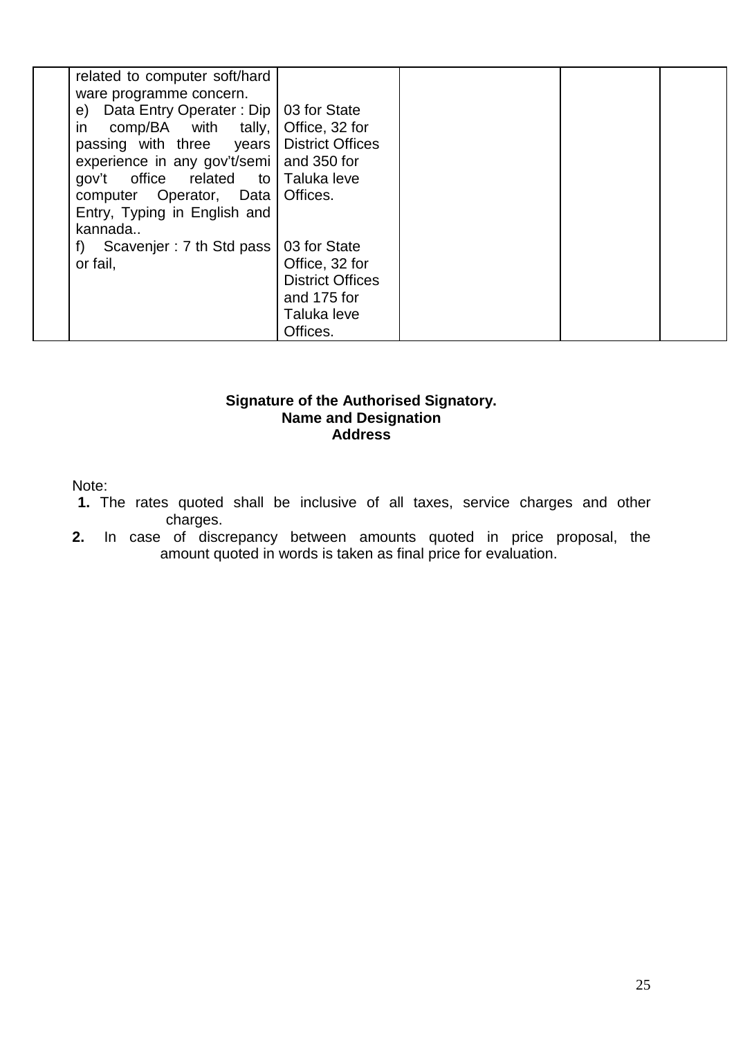| | | | | | |
|---|---|---|---|---|---|
| | related to computer soft/hard ware programme concern.<br>e) Data Entry Operater : Dip in comp/BA with tally, passing with three years experience in any gov't/semi gov't office related to computer Operator, Data Entry, Typing in English and kannada..<br>f) Scavenjer : 7 th Std pass or fail, | 03 for State Office, 32 for District Offices and 350 for Taluka leve Offices.<br><br>03 for State Office, 32 for District Offices and 175 for Taluka leve Offices. | | | |

**Signature of the Authorised Signatory.**
**Name and Designation**
**Address**

Note:

1. The rates quoted shall be inclusive of all taxes, service charges and other charges.
2. In case of discrepancy between amounts quoted in price proposal, the amount quoted in words is taken as final price for evaluation.